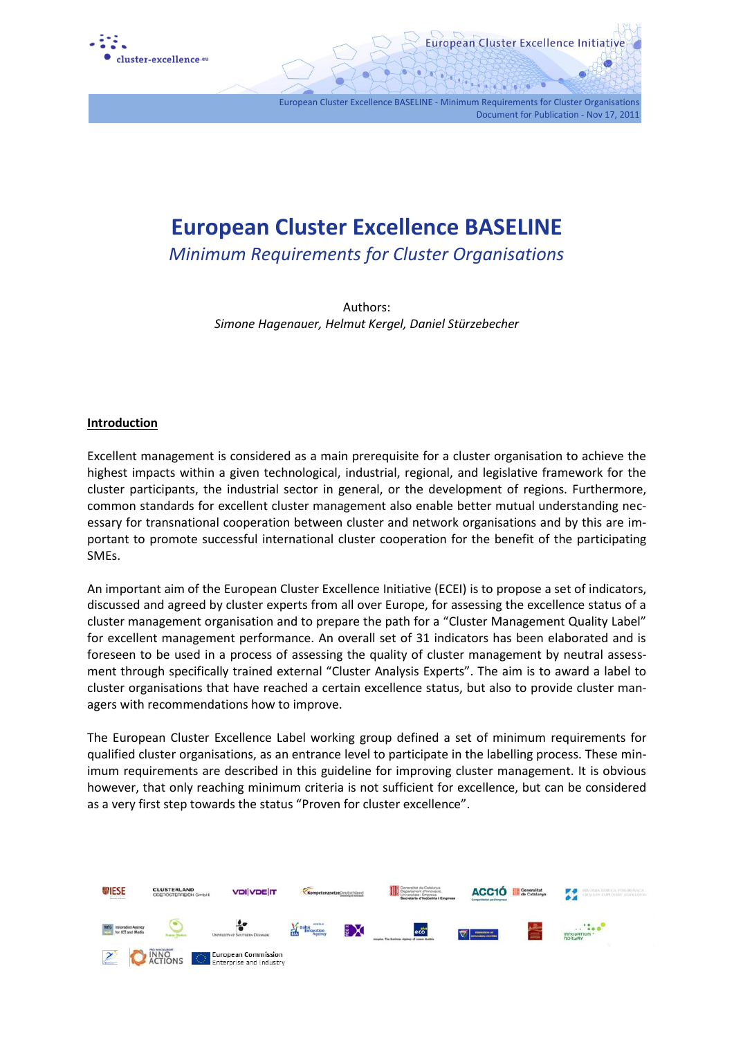# European Cluster Excellence BASELINE

*Minimum Requirements for Cluster Organisations*

Authors:
*Simone Hagenauer, Helmut Kergel, Daniel Stürzebecher*

## Introduction

Excellent management is considered as a main prerequisite for a cluster organisation to achieve the highest impacts within a given technological, industrial, regional, and legislative framework for the cluster participants, the industrial sector in general, or the development of regions. Furthermore, common standards for excellent cluster management also enable better mutual understanding necessary for transnational cooperation between cluster and network organisations and by this are important to promote successful international cluster cooperation for the benefit of the participating SMEs.

An important aim of the European Cluster Excellence Initiative (ECEI) is to propose a set of indicators, discussed and agreed by cluster experts from all over Europe, for assessing the excellence status of a cluster management organisation and to prepare the path for a "Cluster Management Quality Label" for excellent management performance. An overall set of 31 indicators has been elaborated and is foreseen to be used in a process of assessing the quality of cluster management by neutral assessment through specifically trained external "Cluster Analysis Experts". The aim is to award a label to cluster organisations that have reached a certain excellence status, but also to provide cluster managers with recommendations how to improve.

The European Cluster Excellence Label working group defined a set of minimum requirements for qualified cluster organisations, as an entrance level to participate in the labelling process. These minimum requirements are described in this guideline for improving cluster management. It is obvious however, that only reaching minimum criteria is not sufficient for excellence, but can be considered as a very first step towards the status "Proven for cluster excellence".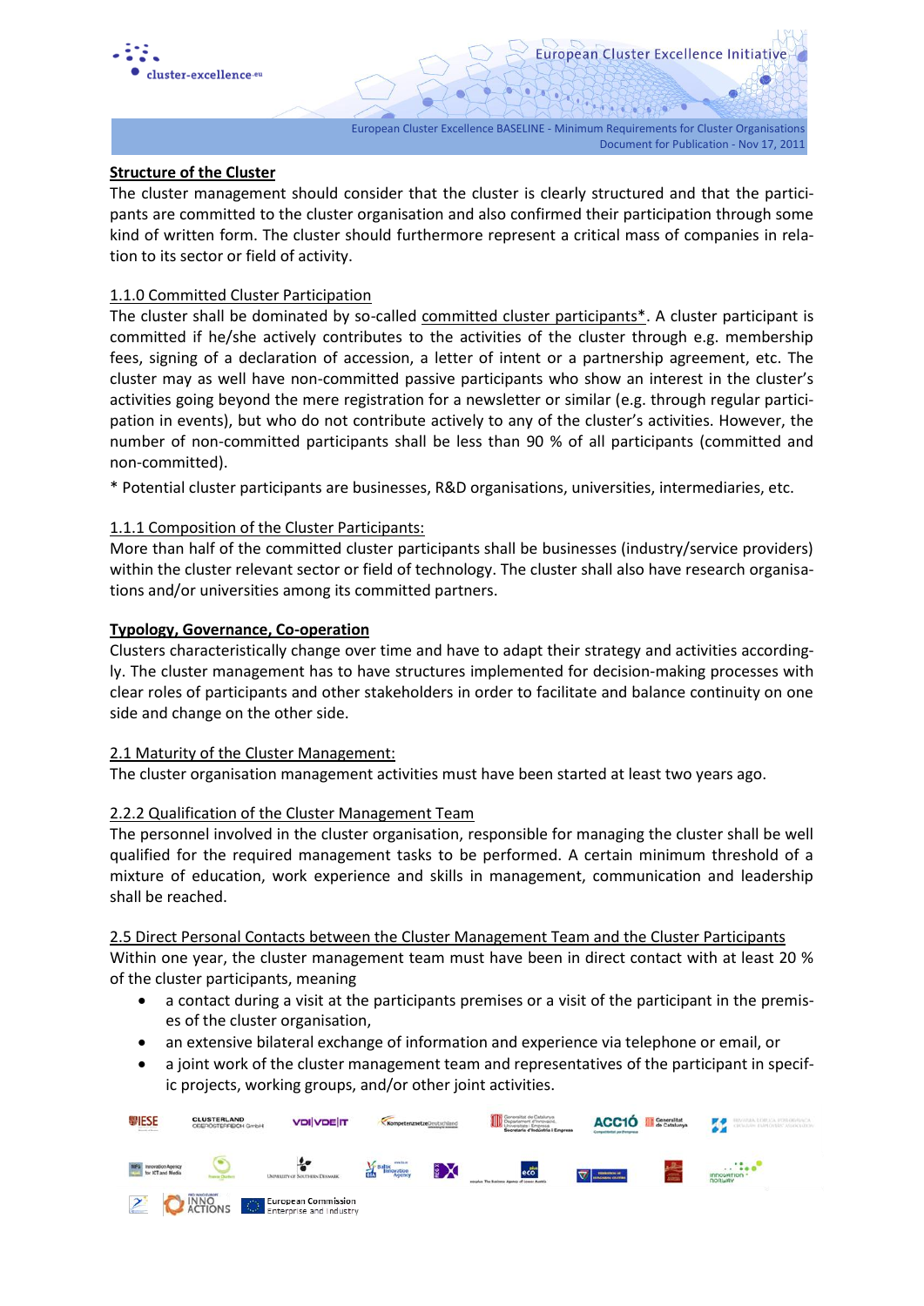**Structure of the Cluster**

The cluster management should consider that the cluster is clearly structured and that the participants are committed to the cluster organisation and also confirmed their participation through some kind of written form. The cluster should furthermore represent a critical mass of companies in relation to its sector or field of activity.

1.1.0 Committed Cluster Participation

The cluster shall be dominated by so-called committed cluster participants*. A cluster participant is committed if he/she actively contributes to the activities of the cluster through e.g. membership fees, signing of a declaration of accession, a letter of intent or a partnership agreement, etc. The cluster may as well have non-committed passive participants who show an interest in the cluster's activities going beyond the mere registration for a newsletter or similar (e.g. through regular participation in events), but who do not contribute actively to any of the cluster's activities. However, the number of non-committed participants shall be less than 90 % of all participants (committed and non-committed).

* Potential cluster participants are businesses, R&D organisations, universities, intermediaries, etc.

1.1.1 Composition of the Cluster Participants:

More than half of the committed cluster participants shall be businesses (industry/service providers) within the cluster relevant sector or field of technology. The cluster shall also have research organisations and/or universities among its committed partners.

**Typology, Governance, Co-operation**

Clusters characteristically change over time and have to adapt their strategy and activities accordingly. The cluster management has to have structures implemented for decision-making processes with clear roles of participants and other stakeholders in order to facilitate and balance continuity on one side and change on the other side.

2.1 Maturity of the Cluster Management:

The cluster organisation management activities must have been started at least two years ago.

2.2.2 Qualification of the Cluster Management Team

The personnel involved in the cluster organisation, responsible for managing the cluster shall be well qualified for the required management tasks to be performed. A certain minimum threshold of a mixture of education, work experience and skills in management, communication and leadership shall be reached.

2.5 Direct Personal Contacts between the Cluster Management Team and the Cluster Participants

Within one year, the cluster management team must have been in direct contact with at least 20 % of the cluster participants, meaning

- a contact during a visit at the participants premises or a visit of the participant in the premises of the cluster organisation,
- an extensive bilateral exchange of information and experience via telephone or email, or
- a joint work of the cluster management team and representatives of the participant in specific projects, working groups, and/or other joint activities.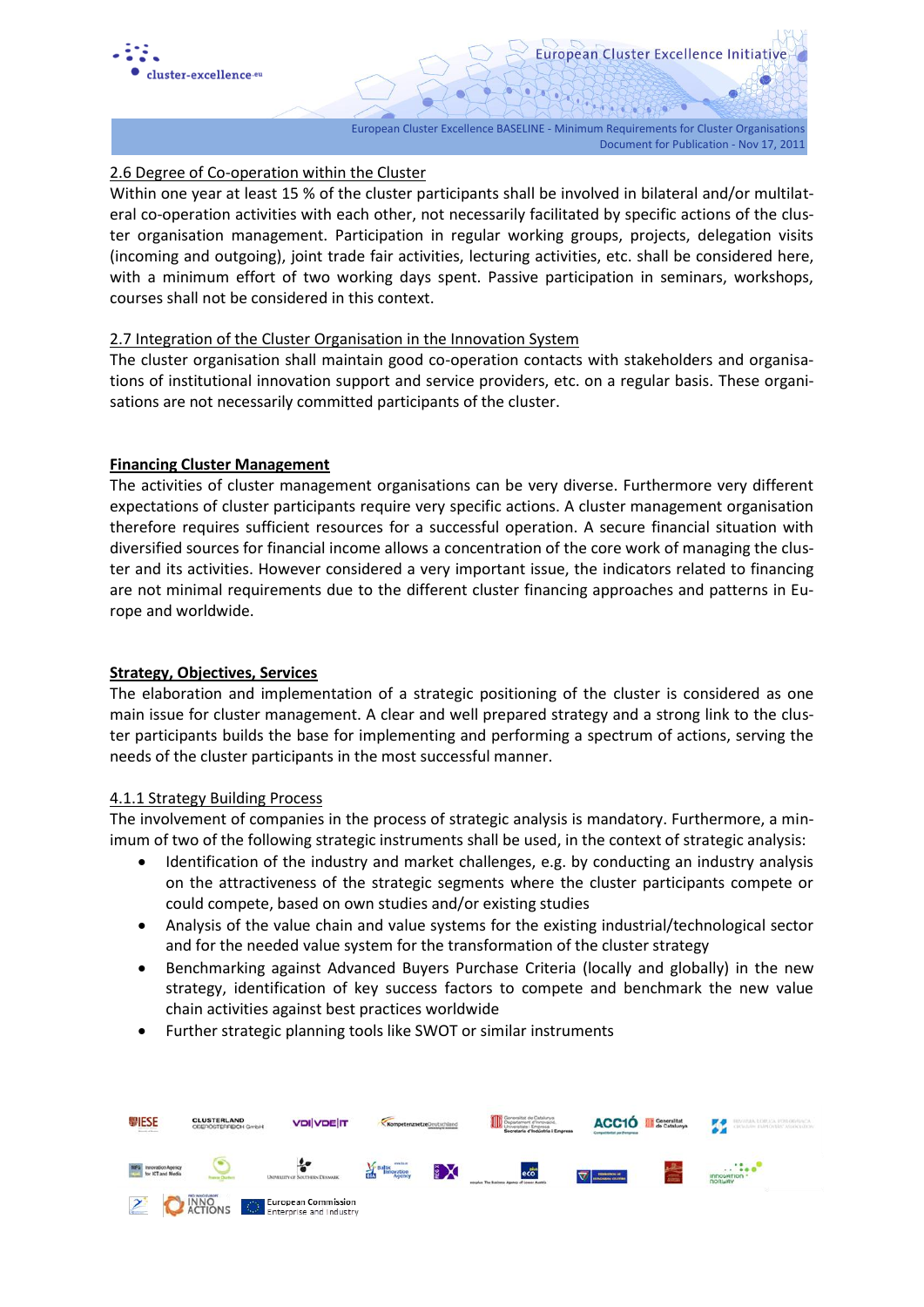### 2.6 Degree of Co-operation within the Cluster

Within one year at least 15 % of the cluster participants shall be involved in bilateral and/or multilateral co-operation activities with each other, not necessarily facilitated by specific actions of the cluster organisation management. Participation in regular working groups, projects, delegation visits (incoming and outgoing), joint trade fair activities, lecturing activities, etc. shall be considered here, with a minimum effort of two working days spent. Passive participation in seminars, workshops, courses shall not be considered in this context.

### 2.7 Integration of the Cluster Organisation in the Innovation System

The cluster organisation shall maintain good co-operation contacts with stakeholders and organisations of institutional innovation support and service providers, etc. on a regular basis. These organisations are not necessarily committed participants of the cluster.

## Financing Cluster Management

The activities of cluster management organisations can be very diverse. Furthermore very different expectations of cluster participants require very specific actions. A cluster management organisation therefore requires sufficient resources for a successful operation. A secure financial situation with diversified sources for financial income allows a concentration of the core work of managing the cluster and its activities. However considered a very important issue, the indicators related to financing are not minimal requirements due to the different cluster financing approaches and patterns in Europe and worldwide.

## Strategy, Objectives, Services

The elaboration and implementation of a strategic positioning of the cluster is considered as one main issue for cluster management. A clear and well prepared strategy and a strong link to the cluster participants builds the base for implementing and performing a spectrum of actions, serving the needs of the cluster participants in the most successful manner.

### 4.1.1 Strategy Building Process

The involvement of companies in the process of strategic analysis is mandatory. Furthermore, a minimum of two of the following strategic instruments shall be used, in the context of strategic analysis:

- Identification of the industry and market challenges, e.g. by conducting an industry analysis on the attractiveness of the strategic segments where the cluster participants compete or could compete, based on own studies and/or existing studies
- Analysis of the value chain and value systems for the existing industrial/technological sector and for the needed value system for the transformation of the cluster strategy
- Benchmarking against Advanced Buyers Purchase Criteria (locally and globally) in the new strategy, identification of key success factors to compete and benchmark the new value chain activities against best practices worldwide
- Further strategic planning tools like SWOT or similar instruments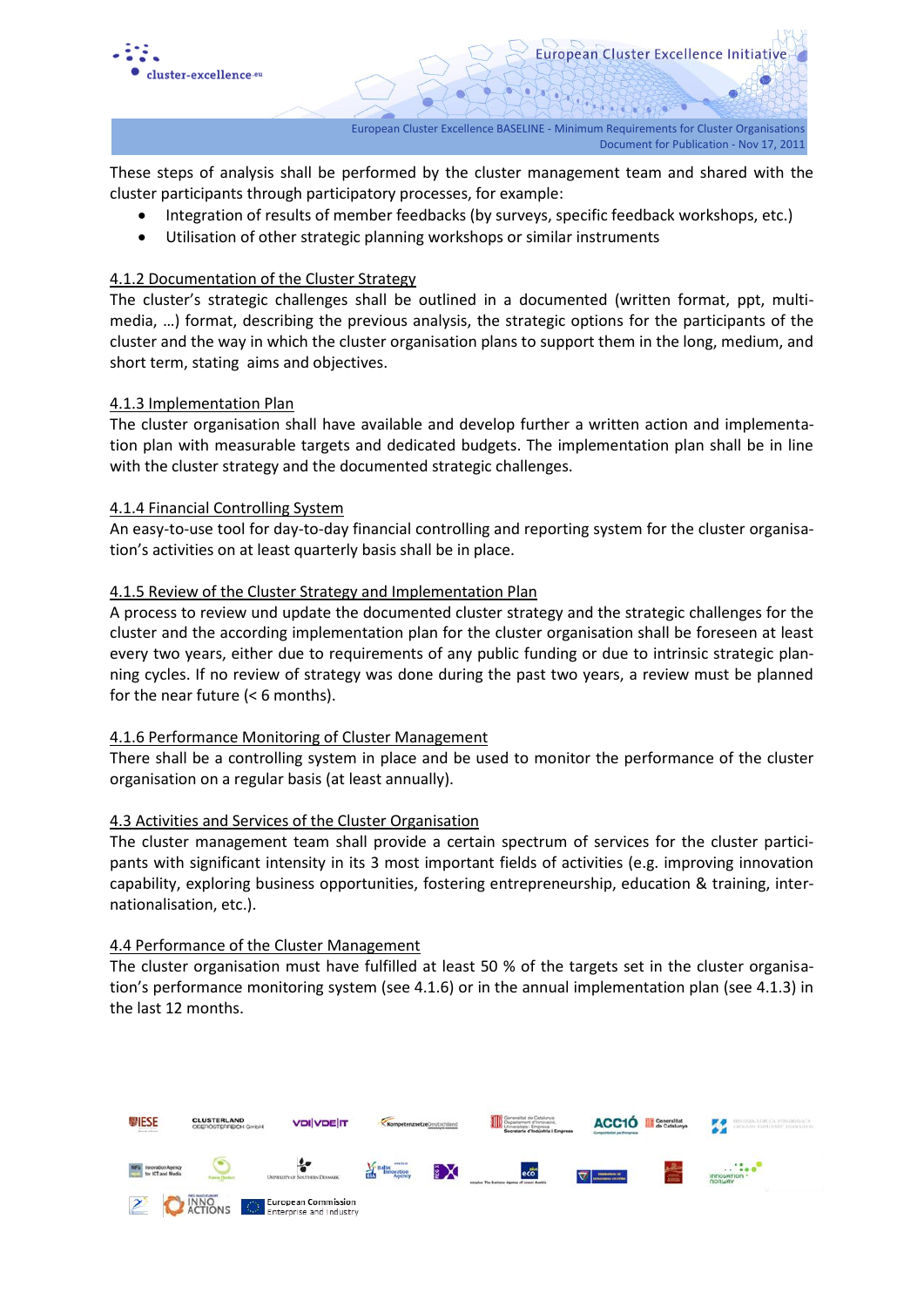These steps of analysis shall be performed by the cluster management team and shared with the cluster participants through participatory processes, for example:

- Integration of results of member feedbacks (by surveys, specific feedback workshops, etc.)
- Utilisation of other strategic planning workshops or similar instruments

### 4.1.2 Documentation of the Cluster Strategy

The cluster's strategic challenges shall be outlined in a documented (written format, ppt, multi-media, …) format, describing the previous analysis, the strategic options for the participants of the cluster and the way in which the cluster organisation plans to support them in the long, medium, and short term, stating aims and objectives.

### 4.1.3 Implementation Plan

The cluster organisation shall have available and develop further a written action and implementation plan with measurable targets and dedicated budgets. The implementation plan shall be in line with the cluster strategy and the documented strategic challenges.

### 4.1.4 Financial Controlling System

An easy-to-use tool for day-to-day financial controlling and reporting system for the cluster organisation's activities on at least quarterly basis shall be in place.

### 4.1.5 Review of the Cluster Strategy and Implementation Plan

A process to review und update the documented cluster strategy and the strategic challenges for the cluster and the according implementation plan for the cluster organisation shall be foreseen at least every two years, either due to requirements of any public funding or due to intrinsic strategic planning cycles. If no review of strategy was done during the past two years, a review must be planned for the near future (< 6 months).

### 4.1.6 Performance Monitoring of Cluster Management

There shall be a controlling system in place and be used to monitor the performance of the cluster organisation on a regular basis (at least annually).

## 4.3 Activities and Services of the Cluster Organisation

The cluster management team shall provide a certain spectrum of services for the cluster participants with significant intensity in its 3 most important fields of activities (e.g. improving innovation capability, exploring business opportunities, fostering entrepreneurship, education & training, internationalisation, etc.).

## 4.4 Performance of the Cluster Management

The cluster organisation must have fulfilled at least 50 % of the targets set in the cluster organisation's performance monitoring system (see 4.1.6) or in the annual implementation plan (see 4.1.3) in the last 12 months.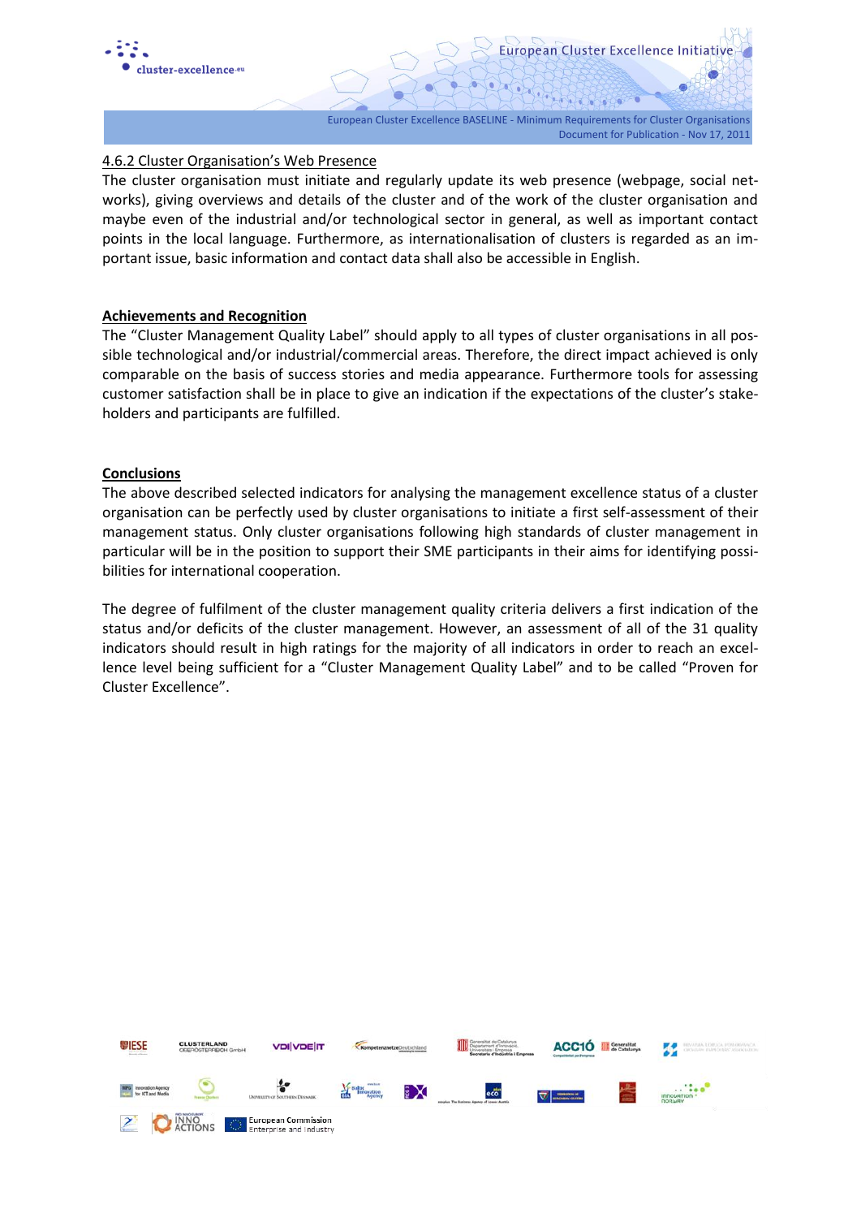#### 4.6.2 Cluster Organisation's Web Presence

The cluster organisation must initiate and regularly update its web presence (webpage, social networks), giving overviews and details of the cluster and of the work of the cluster organisation and maybe even of the industrial and/or technological sector in general, as well as important contact points in the local language. Furthermore, as internationalisation of clusters is regarded as an important issue, basic information and contact data shall also be accessible in English.

## Achievements and Recognition

The "Cluster Management Quality Label" should apply to all types of cluster organisations in all possible technological and/or industrial/commercial areas. Therefore, the direct impact achieved is only comparable on the basis of success stories and media appearance. Furthermore tools for assessing customer satisfaction shall be in place to give an indication if the expectations of the cluster's stakeholders and participants are fulfilled.

## Conclusions

The above described selected indicators for analysing the management excellence status of a cluster organisation can be perfectly used by cluster organisations to initiate a first self-assessment of their management status. Only cluster organisations following high standards of cluster management in particular will be in the position to support their SME participants in their aims for identifying possibilities for international cooperation.

The degree of fulfilment of the cluster management quality criteria delivers a first indication of the status and/or deficits of the cluster management. However, an assessment of all of the 31 quality indicators should result in high ratings for the majority of all indicators in order to reach an excellence level being sufficient for a "Cluster Management Quality Label" and to be called "Proven for Cluster Excellence".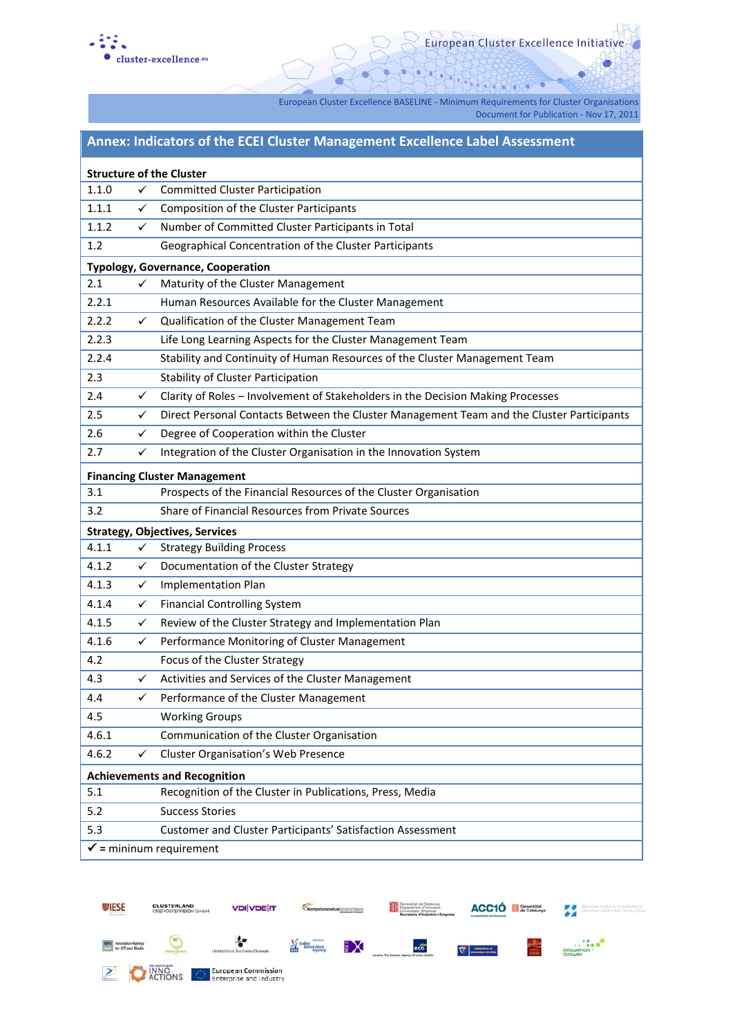## Annex: Indicators of the ECEI Cluster Management Excellence Label Assessment

| | | |
|---|---|---|
| **Structure of the Cluster** | | |
| 1.1.0 | ✓ | Committed Cluster Participation |
| 1.1.1 | ✓ | Composition of the Cluster Participants |
| 1.1.2 | ✓ | Number of Committed Cluster Participants in Total |
| 1.2 | | Geographical Concentration of the Cluster Participants |
| **Typology, Governance, Cooperation** | | |
| 2.1 | ✓ | Maturity of the Cluster Management |
| 2.2.1 | | Human Resources Available for the Cluster Management |
| 2.2.2 | ✓ | Qualification of the Cluster Management Team |
| 2.2.3 | | Life Long Learning Aspects for the Cluster Management Team |
| 2.2.4 | | Stability and Continuity of Human Resources of the Cluster Management Team |
| 2.3 | | Stability of Cluster Participation |
| 2.4 | ✓ | Clarity of Roles – Involvement of Stakeholders in the Decision Making Processes |
| 2.5 | ✓ | Direct Personal Contacts Between the Cluster Management Team and the Cluster Participants |
| 2.6 | ✓ | Degree of Cooperation within the Cluster |
| 2.7 | ✓ | Integration of the Cluster Organisation in the Innovation System |
| **Financing Cluster Management** | | |
| 3.1 | | Prospects of the Financial Resources of the Cluster Organisation |
| 3.2 | | Share of Financial Resources from Private Sources |
| **Strategy, Objectives, Services** | | |
| 4.1.1 | ✓ | Strategy Building Process |
| 4.1.2 | ✓ | Documentation of the Cluster Strategy |
| 4.1.3 | ✓ | Implementation Plan |
| 4.1.4 | ✓ | Financial Controlling System |
| 4.1.5 | ✓ | Review of the Cluster Strategy and Implementation Plan |
| 4.1.6 | ✓ | Performance Monitoring of Cluster Management |
| 4.2 | | Focus of the Cluster Strategy |
| 4.3 | ✓ | Activities and Services of the Cluster Management |
| 4.4 | ✓ | Performance of the Cluster Management |
| 4.5 | | Working Groups |
| 4.6.1 | | Communication of the Cluster Organisation |
| 4.6.2 | ✓ | Cluster Organisation's Web Presence |
| **Achievements and Recognition** | | |
| 5.1 | | Recognition of the Cluster in Publications, Press, Media |
| 5.2 | | Success Stories |
| 5.3 | | Customer and Cluster Participants' Satisfaction Assessment |

✓ = mininum requirement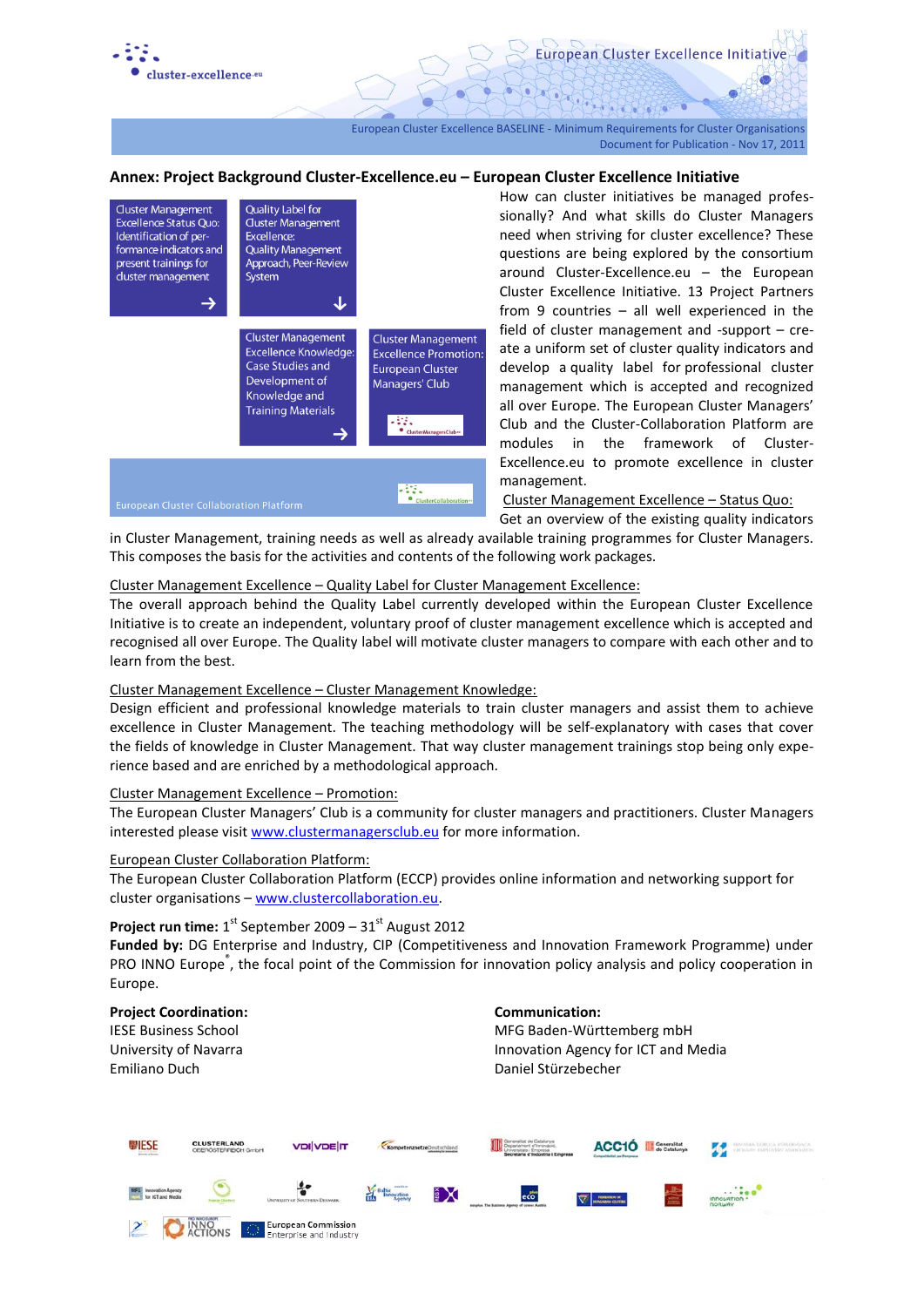## Annex: Project Background Cluster-Excellence.eu – European Cluster Excellence Initiative

Cluster Management Excellence Status Quo: Identification of performance indicators and present trainings for cluster management

Quality Label for Cluster Management Excellence: Quality Management Approach, Peer-Review System

Cluster Management Excellence Knowledge: Case Studies and Development of Knowledge and Training Materials

Cluster Management Excellence Promotion: European Cluster Managers' Club

European Cluster Collaboration Platform

How can cluster initiatives be managed professionally? And what skills do Cluster Managers need when striving for cluster excellence? These questions are being explored by the consortium around Cluster-Excellence.eu – the European Cluster Excellence Initiative. 13 Project Partners from 9 countries – all well experienced in the field of cluster management and -support – create a uniform set of cluster quality indicators and develop a quality label for professional cluster management which is accepted and recognized all over Europe. The European Cluster Managers' Club and the Cluster-Collaboration Platform are modules in the framework of Cluster-Excellence.eu to promote excellence in cluster management.

Cluster Management Excellence – Status Quo:
Get an overview of the existing quality indicators in Cluster Management, training needs as well as already available training programmes for Cluster Managers. This composes the basis for the activities and contents of the following work packages.

Cluster Management Excellence – Quality Label for Cluster Management Excellence:
The overall approach behind the Quality Label currently developed within the European Cluster Excellence Initiative is to create an independent, voluntary proof of cluster management excellence which is accepted and recognised all over Europe. The Quality label will motivate cluster managers to compare with each other and to learn from the best.

Cluster Management Excellence – Cluster Management Knowledge:
Design efficient and professional knowledge materials to train cluster managers and assist them to achieve excellence in Cluster Management. The teaching methodology will be self-explanatory with cases that cover the fields of knowledge in Cluster Management. That way cluster management trainings stop being only experience based and are enriched by a methodological approach.

Cluster Management Excellence – Promotion:
The European Cluster Managers' Club is a community for cluster managers and practitioners. Cluster Managers interested please visit www.clustermanagersclub.eu for more information.

European Cluster Collaboration Platform:
The European Cluster Collaboration Platform (ECCP) provides online information and networking support for cluster organisations – www.clustercollaboration.eu.

**Project run time:** 1st September 2009 – 31st August 2012
**Funded by:** DG Enterprise and Industry, CIP (Competitiveness and Innovation Framework Programme) under PRO INNO Europe®, the focal point of the Commission for innovation policy analysis and policy cooperation in Europe.

**Project Coordination:**
IESE Business School
University of Navarra
Emiliano Duch

**Communication:**
MFG Baden-Württemberg mbH
Innovation Agency for ICT and Media
Daniel Stürzebecher